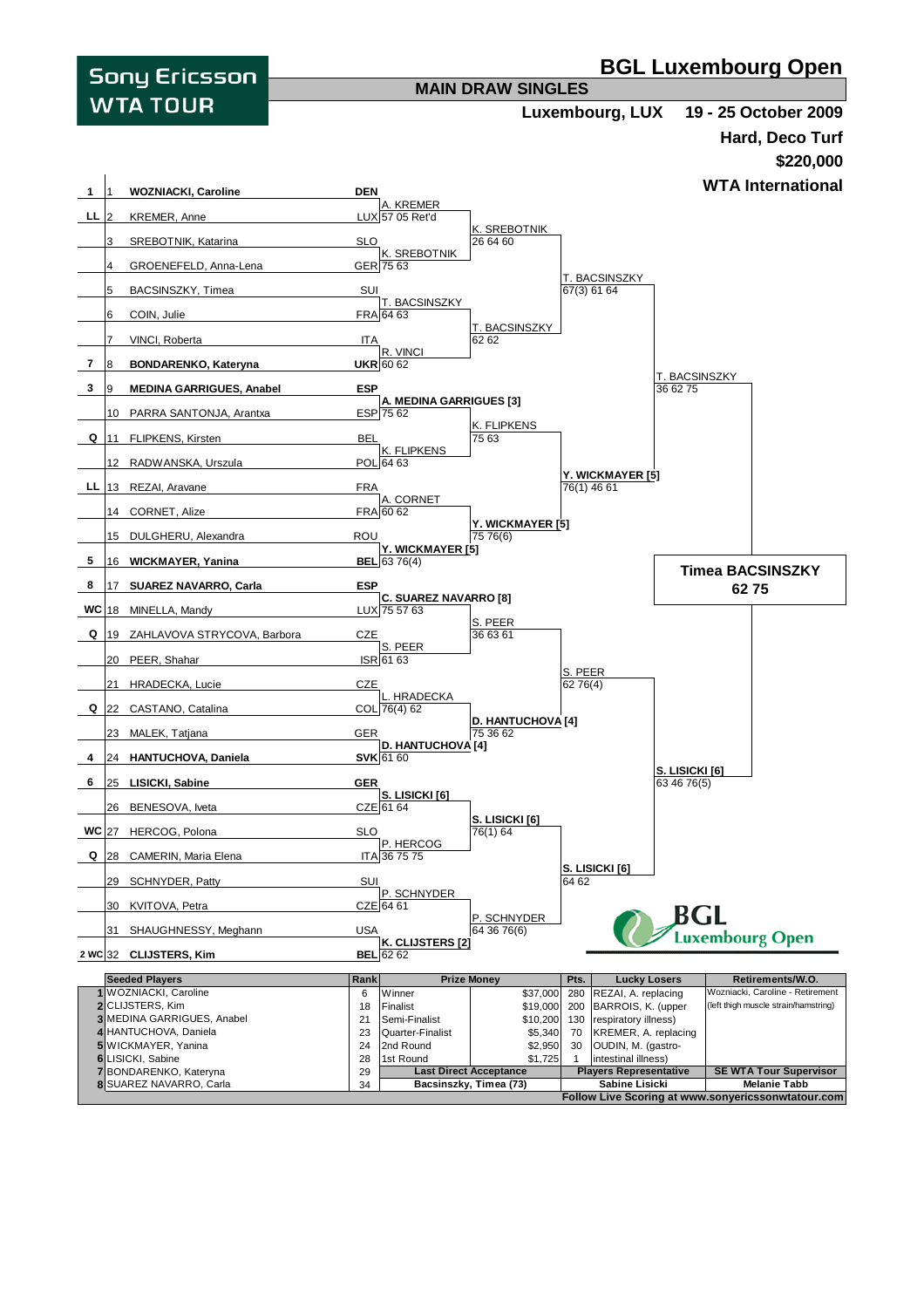# BGL Luxembourg Open

**Sony Ericsson WTA TOUR**

## MAIN DRAW SINGLES

**Luxembourg, LUX** **19 - 25 October 2009**

**Hard, Deco Turf**

**$220,000**

**WTA International**

| Seed | # | Player | Nat | Round 2 | Quarter-Finals | Semi-Finals | Final | Winner |
|---|---|---|---|---|---|---|---|---|
| 1 | 1 | **WOZNIACKI, Caroline** | DEN | A. KREMER 57 05 Ret'd | K. SREBOTNIK 26 64 60 | T. BACSINSZKY 67(3) 61 64 | T. BACSINSZKY 36 62 75 | **Timea BACSINSZKY 62 75** |
| LL | 2 | KREMER, Anne | LUX | | | | | |
| | 3 | SREBOTNIK, Katarina | SLO | K. SREBOTNIK 75 63 | | | | |
| | 4 | GROENEFELD, Anna-Lena | GER | | | | | |
| | 5 | BACSINSZKY, Timea | SUI | T. BACSINSZKY 64 63 | T. BACSINSZKY 62 62 | | | |
| | 6 | COIN, Julie | FRA | | | | | |
| | 7 | VINCI, Roberta | ITA | R. VINCI 60 62 | | | | |
| 7 | 8 | **BONDARENKO, Kateryna** | UKR | | | | | |
| 3 | 9 | **MEDINA GARRIGUES, Anabel** | ESP | **A. MEDINA GARRIGUES [3]** 75 62 | K. FLIPKENS 75 63 | **Y. WICKMAYER [5]** 76(1) 46 61 | | |
| | 10 | PARRA SANTONJA, Arantxa | ESP | | | | | |
| Q | 11 | FLIPKENS, Kirsten | BEL | K. FLIPKENS 64 63 | | | | |
| | 12 | RADWANSKA, Urszula | POL | | | | | |
| LL | 13 | REZAI, Aravane | FRA | A. CORNET 60 62 | **Y. WICKMAYER [5]** 75 76(6) | | | |
| | 14 | CORNET, Alize | FRA | | | | | |
| | 15 | DULGHERU, Alexandra | ROU | **Y. WICKMAYER [5]** 63 76(4) | | | | |
| 5 | 16 | **WICKMAYER, Yanina** | BEL | | | | | |
| 8 | 17 | **SUAREZ NAVARRO, Carla** | ESP | **C. SUAREZ NAVARRO [8]** 75 57 63 | S. PEER 36 63 61 | S. PEER 62 76(4) | **S. LISICKI [6]** 63 46 76(5) | |
| WC | 18 | MINELLA, Mandy | LUX | | | | | |
| Q | 19 | ZAHLAVOVA STRYCOVA, Barbora | CZE | S. PEER 61 63 | | | | |
| | 20 | PEER, Shahar | ISR | | | | | |
| | 21 | HRADECKA, Lucie | CZE | L. HRADECKA 76(4) 62 | **D. HANTUCHOVA [4]** 75 36 62 | | | |
| Q | 22 | CASTANO, Catalina | COL | | | | | |
| | 23 | MALEK, Tatjana | GER | **D. HANTUCHOVA [4]** 61 60 | | | | |
| 4 | 24 | **HANTUCHOVA, Daniela** | SVK | | | | | |
| 6 | 25 | **LISICKI, Sabine** | GER | **S. LISICKI [6]** 61 64 | **S. LISICKI [6]** 76(1) 64 | **S. LISICKI [6]** 64 62 | | |
| | 26 | BENESOVA, Iveta | CZE | | | | | |
| WC | 27 | HERCOG, Polona | SLO | P. HERCOG 36 75 75 | | | | |
| Q | 28 | CAMERIN, Maria Elena | ITA | | | | | |
| | 29 | SCHNYDER, Patty | SUI | P. SCHNYDER 64 61 | P. SCHNYDER 64 36 76(6) | | | |
| | 30 | KVITOVA, Petra | CZE | | | | | |
| | 31 | SHAUGHNESSY, Meghann | USA | **K. CLIJSTERS [2]** 62 62 | | | | |
| 2 WC | 32 | **CLIJSTERS, Kim** | BEL | | | | | |

BGL Luxembourg Open

| Seeded Players | | Rank | Prize Money | | Pts. | Lucky Losers | Retirements/W.O. |
|---|---|---|---|---|---|---|---|
| 1 | WOZNIACKI, Caroline | 6 | Winner | $37,000 | 280 | REZAI, A. replacing | Wozniacki, Caroline - Retirement |
| 2 | CLIJSTERS, Kim | 18 | Finalist | $19,000 | 200 | BARROIS, K. (upper | (left thigh muscle strain/hamstring) |
| 3 | MEDINA GARRIGUES, Anabel | 21 | Semi-Finalist | $10,200 | 130 | respiratory illness) | |
| 4 | HANTUCHOVA, Daniela | 23 | Quarter-Finalist | $5,340 | 70 | KREMER, A. replacing | |
| 5 | WICKMAYER, Yanina | 24 | 2nd Round | $2,950 | 30 | OUDIN, M. (gastro- | |
| 6 | LISICKI, Sabine | 28 | 1st Round | $1,725 | 1 | intestinal illness) | |
| 7 | BONDARENKO, Kateryna | 29 | **Last Direct Acceptance** | | **Players Representative** | | **SE WTA Tour Supervisor** |
| 8 | SUAREZ NAVARRO, Carla | 34 | Bacsinszky, Timea (73) | | Sabine Lisicki | | Melanie Tabb |

**Follow Live Scoring at www.sonyericssonwtatour.com**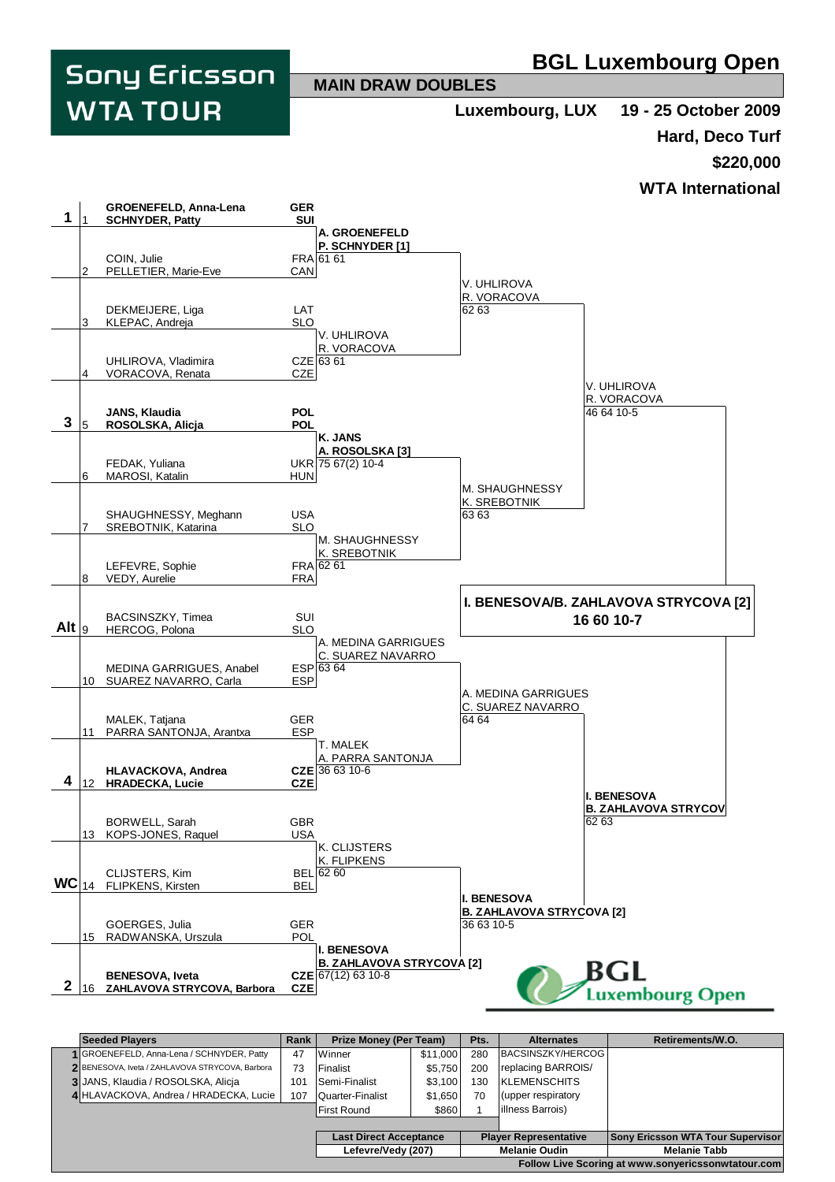# BGL Luxembourg Open

**Sony Ericsson WTA TOUR**

## MAIN DRAW DOUBLES

**Luxembourg, LUX** — **19 - 25 October 2009**

**Hard, Deco Turf**

**$220,000**

**WTA International**

### First Round

| Seed | # | Players | Nat |
|---|---|---|---|
| 1 | 1 | **GROENEFELD, Anna-Lena / SCHNYDER, Patty** | **GER / SUI** |
| | 2 | COIN, Julie / PELLETIER, Marie-Eve | FRA / CAN |
| | 3 | DEKMEIJERE, Liga / KLEPAC, Andreja | LAT / SLO |
| | 4 | UHLIROVA, Vladimira / VORACOVA, Renata | CZE / CZE |
| 3 | 5 | **JANS, Klaudia / ROSOLSKA, Alicja** | **POL / POL** |
| | 6 | FEDAK, Yuliana / MAROSI, Katalin | UKR / HUN |
| | 7 | SHAUGHNESSY, Meghann / SREBOTNIK, Katarina | USA / SLO |
| | 8 | LEFEVRE, Sophie / VEDY, Aurelie | FRA / FRA |
| Alt | 9 | BACSINSZKY, Timea / HERCOG, Polona | SUI / SLO |
| | 10 | MEDINA GARRIGUES, Anabel / SUAREZ NAVARRO, Carla | ESP / ESP |
| | 11 | MALEK, Tatjana / PARRA SANTONJA, Arantxa | GER / ESP |
| 4 | 12 | **HLAVACKOVA, Andrea / HRADECKA, Lucie** | **CZE / CZE** |
| | 13 | BORWELL, Sarah / KOPS-JONES, Raquel | GBR / USA |
| WC | 14 | CLIJSTERS, Kim / FLIPKENS, Kirsten | BEL / BEL |
| | 15 | GOERGES, Julia / RADWANSKA, Urszula | GER / POL |
| 2 | 16 | **BENESOVA, Iveta / ZAHLAVOVA STRYCOVA, Barbora** | **CZE / CZE** |

### Second Round

| Winner | Score |
|---|---|
| **A. GROENEFELD / P. SCHNYDER [1]** | 61 61 |
| V. UHLIROVA / R. VORACOVA | 63 61 |
| **K. JANS / A. ROSOLSKA [3]** | 75 67(2) 10-4 |
| M. SHAUGHNESSY / K. SREBOTNIK | 62 61 |
| A. MEDINA GARRIGUES / C. SUAREZ NAVARRO | 63 64 |
| T. MALEK / A. PARRA SANTONJA | 36 63 10-6 |
| K. CLIJSTERS / K. FLIPKENS | 62 60 |
| **I. BENESOVA / B. ZAHLAVOVA STRYCOVA [2]** | 67(12) 63 10-8 |

### Quarterfinals

| Winner | Score |
|---|---|
| V. UHLIROVA / R. VORACOVA | 62 63 |
| M. SHAUGHNESSY / K. SREBOTNIK | 63 63 |
| A. MEDINA GARRIGUES / C. SUAREZ NAVARRO | 64 64 |
| **I. BENESOVA / B. ZAHLAVOVA STRYCOVA [2]** | 36 63 10-5 |

### Semifinals

| Winner | Score |
|---|---|
| V. UHLIROVA / R. VORACOVA | 46 64 10-5 |
| **I. BENESOVA / B. ZAHLAVOVA STRYCOV** | 62 63 |

### Final

**I. BENESOVA/B. ZAHLAVOVA STRYCOVA [2]**
**16 60 10-7**

BGL Luxembourg Open

| | Seeded Players | Rank | Prize Money (Per Team) | | Pts. | Alternates | Retirements/W.O. |
|---|---|---|---|---|---|---|---|
| 1 | GROENEFELD, Anna-Lena / SCHNYDER, Patty | 47 | Winner | $11,000 | 280 | BACSINSZKY/HERCOG | |
| 2 | BENESOVA, Iveta / ZAHLAVOVA STRYCOVA, Barbora | 73 | Finalist | $5,750 | 200 | replacing BARROIS/ | |
| 3 | JANS, Klaudia / ROSOLSKA, Alicja | 101 | Semi-Finalist | $3,100 | 130 | KLEMENSCHITS | |
| 4 | HLAVACKOVA, Andrea / HRADECKA, Lucie | 107 | Quarter-Finalist | $1,650 | 70 | (upper respiratory | |
| | | | First Round | $860 | 1 | illness Barrois) | |

| Last Direct Acceptance | Player Representative | Sony Ericsson WTA Tour Supervisor |
|---|---|---|
| Lefevre/Vedy (207) | Melanie Oudin | Melanie Tabb |

**Follow Live Scoring at www.sonyericssonwtatour.com**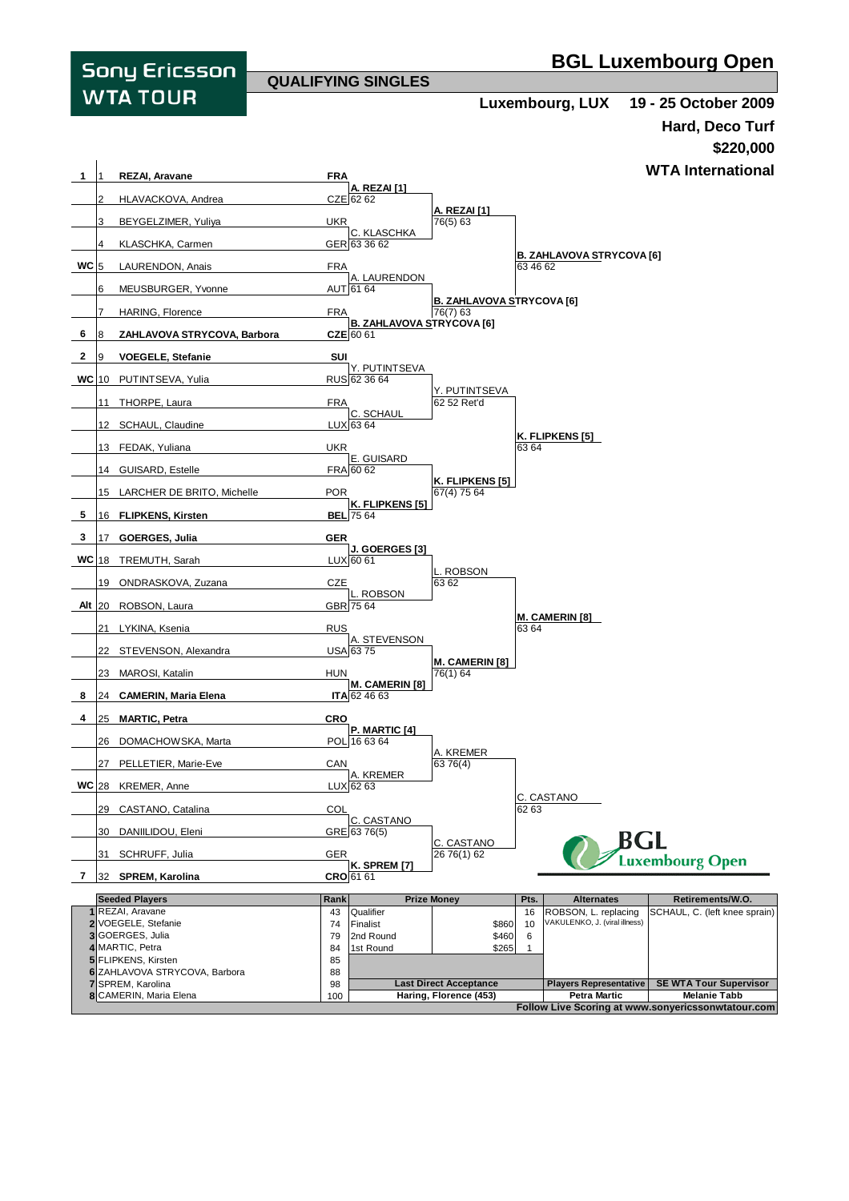# BGL Luxembourg Open

**Sony Ericsson WTA TOUR**

## QUALIFYING SINGLES

**Luxembourg, LUX** **19 - 25 October 2009**

**Hard, Deco Turf**

**$220,000**

**WTA International**

| Seed | # | Player | Nat | Round 1 | Round 2 | Qualifying Final |
|---|---|---|---|---|---|---|
| 1 | 1 | **REZAI, Aravane** | **FRA** | **A. REZAI [1]** 62 62 | **A. REZAI [1]** 76(5) 63 | **B. ZAHLAVOVA STRYCOVA [6]** 63 46 62 |
| | 2 | HLAVACKOVA, Andrea | CZE | | | |
| | 3 | BEYGELZIMER, Yuliya | UKR | C. KLASCHKA 63 36 62 | | |
| | 4 | KLASCHKA, Carmen | GER | | | |
| WC | 5 | LAURENDON, Anais | FRA | A. LAURENDON 61 64 | **B. ZAHLAVOVA STRYCOVA [6]** 76(7) 63 | |
| | 6 | MEUSBURGER, Yvonne | AUT | | | |
| | 7 | HARING, Florence | FRA | **B. ZAHLAVOVA STRYCOVA [6]** 60 61 | | |
| 6 | 8 | **ZAHLAVOVA STRYCOVA, Barbora** | **CZE** | | | |
| 2 | 9 | **VOEGELE, Stefanie** | **SUI** | Y. PUTINTSEVA 62 36 64 | Y. PUTINTSEVA 62 52 Ret'd | **K. FLIPKENS [5]** 63 64 |
| WC | 10 | PUTINTSEVA, Yulia | RUS | | | |
| | 11 | THORPE, Laura | FRA | C. SCHAUL 63 64 | | |
| | 12 | SCHAUL, Claudine | LUX | | | |
| | 13 | FEDAK, Yuliana | UKR | E. GUISARD 60 62 | **K. FLIPKENS [5]** 67(4) 75 64 | |
| | 14 | GUISARD, Estelle | FRA | | | |
| | 15 | LARCHER DE BRITO, Michelle | POR | **K. FLIPKENS [5]** 75 64 | | |
| 5 | 16 | **FLIPKENS, Kirsten** | **BEL** | | | |
| 3 | 17 | **GOERGES, Julia** | **GER** | **J. GOERGES [3]** 60 61 | L. ROBSON 63 62 | **M. CAMERIN [8]** 63 64 |
| WC | 18 | TREMUTH, Sarah | LUX | | | |
| | 19 | ONDRASKOVA, Zuzana | CZE | L. ROBSON 75 64 | | |
| Alt | 20 | ROBSON, Laura | GBR | | | |
| | 21 | LYKINA, Ksenia | RUS | A. STEVENSON 63 75 | **M. CAMERIN [8]** 76(1) 64 | |
| | 22 | STEVENSON, Alexandra | USA | | | |
| | 23 | MAROSI, Katalin | HUN | **M. CAMERIN [8]** 62 46 63 | | |
| 8 | 24 | **CAMERIN, Maria Elena** | **ITA** | | | |
| 4 | 25 | **MARTIC, Petra** | **CRO** | **P. MARTIC [4]** 16 63 64 | A. KREMER 63 76(4) | C. CASTANO 62 63 |
| | 26 | DOMACHOWSKA, Marta | POL | | | |
| | 27 | PELLETIER, Marie-Eve | CAN | A. KREMER 62 63 | | |
| WC | 28 | KREMER, Anne | LUX | | | |
| | 29 | CASTANO, Catalina | COL | C. CASTANO 63 76(5) | C. CASTANO 26 76(1) 62 | |
| | 30 | DANIILIDOU, Eleni | GRE | | | |
| | 31 | SCHRUFF, Julia | GER | **K. SPREM [7]** 61 61 | | |
| 7 | 32 | **SPREM, Karolina** | **CRO** | | | |

BGL Luxembourg Open

| | Seeded Players | Rank | Prize Money | | Pts. | Alternates | Retirements/W.O. |
|---|---|---|---|---|---|---|---|
| 1 | REZAI, Aravane | 43 | Qualifier | | 16 | ROBSON, L. replacing VAKULENKO, J. (viral illness) | SCHAUL, C. (left knee sprain) |
| 2 | VOEGELE, Stefanie | 74 | Finalist | $860 | 10 | | |
| 3 | GOERGES, Julia | 79 | 2nd Round | $460 | 6 | | |
| 4 | MARTIC, Petra | 84 | 1st Round | $265 | 1 | | |
| 5 | FLIPKENS, Kirsten | 85 | | | | | |
| 6 | ZAHLAVOVA STRYCOVA, Barbora | 88 | | | | | |
| 7 | SPREM, Karolina | 98 | Last Direct Acceptance | | | Players Representative | SE WTA Tour Supervisor |
| 8 | CAMERIN, Maria Elena | 100 | Haring, Florence (453) | | | Petra Martic | Melanie Tabb |

Follow Live Scoring at www.sonyericssonwtatour.com